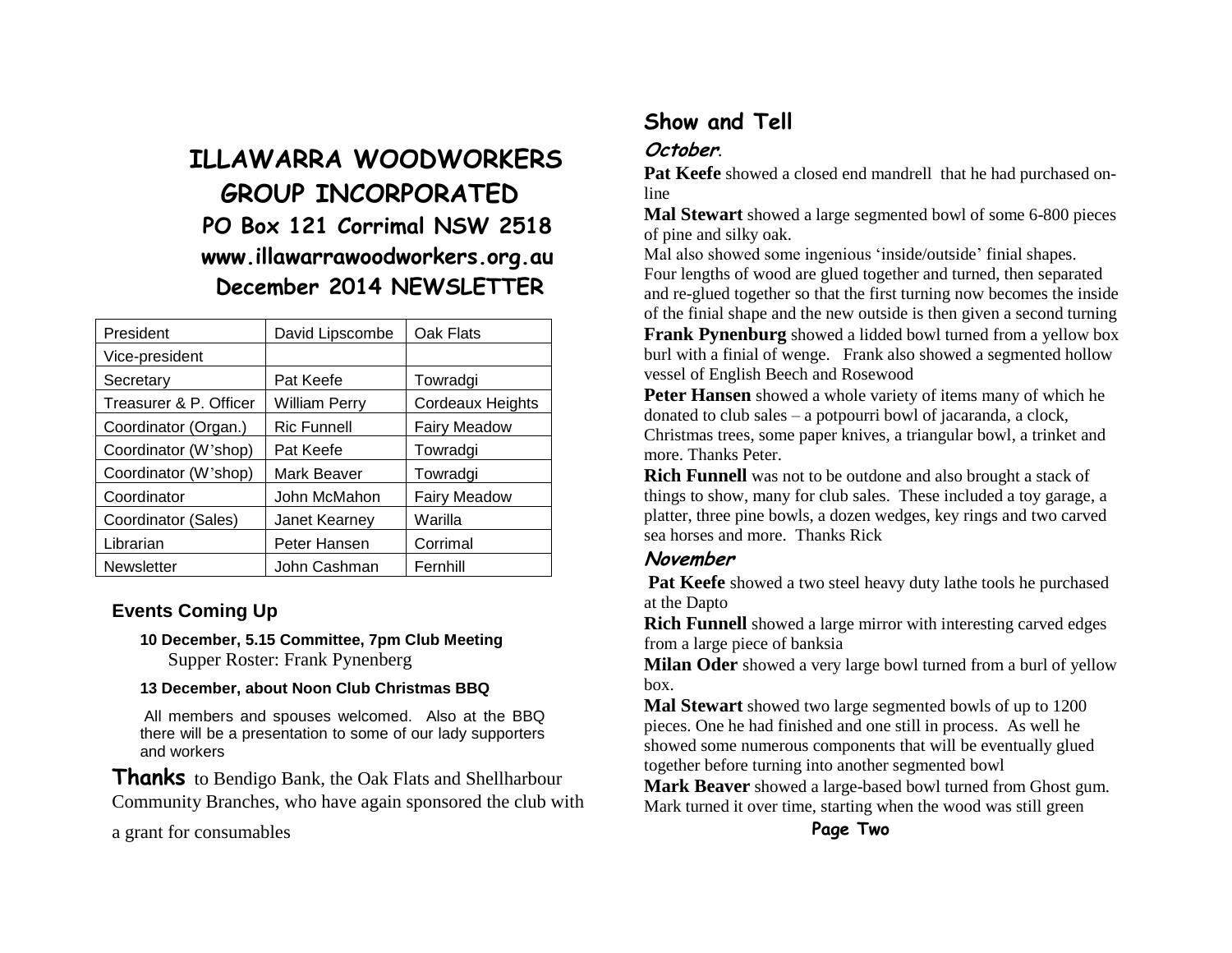# ILLAWARRA WOODWORKERS GROUP INCORPORATED

## PO Box 121 Corrimal NSW 2518

## www.illawarrawoodworkers.org.au

## December 2014 NEWSLETTER

| | | |
|---|---|---|
| President | David Lipscombe | Oak Flats |
| Vice-president | | |
| Secretary | Pat Keefe | Towradgi |
| Treasurer & P. Officer | William Perry | Cordeaux Heights |
| Coordinator (Organ.) | Ric Funnell | Fairy Meadow |
| Coordinator (W'shop) | Pat Keefe | Towradgi |
| Coordinator (W'shop) | Mark Beaver | Towradgi |
| Coordinator | John McMahon | Fairy Meadow |
| Coordinator (Sales) | Janet Kearney | Warilla |
| Librarian | Peter Hansen | Corrimal |
| Newsletter | John Cashman | Fernhill |

### Events Coming Up

**10 December, 5.15 Committee, 7pm Club Meeting**
Supper Roster: Frank Pynenberg

**13 December, about Noon Club Christmas BBQ**

All members and spouses welcomed. Also at the BBQ there will be a presentation to some of our lady supporters and workers

**Thanks** to Bendigo Bank, the Oak Flats and Shellharbour Community Branches, who have again sponsored the club with a grant for consumables

## Show and Tell

### *October*.

**Pat Keefe** showed a closed end mandrell that he had purchased on-line

**Mal Stewart** showed a large segmented bowl of some 6-800 pieces of pine and silky oak.

Mal also showed some ingenious 'inside/outside' finial shapes. Four lengths of wood are glued together and turned, then separated and re-glued together so that the first turning now becomes the inside of the finial shape and the new outside is then given a second turning

**Frank Pynenburg** showed a lidded bowl turned from a yellow box burl with a finial of wenge. Frank also showed a segmented hollow vessel of English Beech and Rosewood

**Peter Hansen** showed a whole variety of items many of which he donated to club sales – a potpourri bowl of jacaranda, a clock, Christmas trees, some paper knives, a triangular bowl, a trinket and more. Thanks Peter.

**Rich Funnell** was not to be outdone and also brought a stack of things to show, many for club sales. These included a toy garage, a platter, three pine bowls, a dozen wedges, key rings and two carved sea horses and more. Thanks Rick

### *November*

**Pat Keefe** showed a two steel heavy duty lathe tools he purchased at the Dapto

**Rich Funnell** showed a large mirror with interesting carved edges from a large piece of banksia

**Milan Oder** showed a very large bowl turned from a burl of yellow box.

**Mal Stewart** showed two large segmented bowls of up to 1200 pieces. One he had finished and one still in process. As well he showed some numerous components that will be eventually glued together before turning into another segmented bowl

**Mark Beaver** showed a large-based bowl turned from Ghost gum. Mark turned it over time, starting when the wood was still green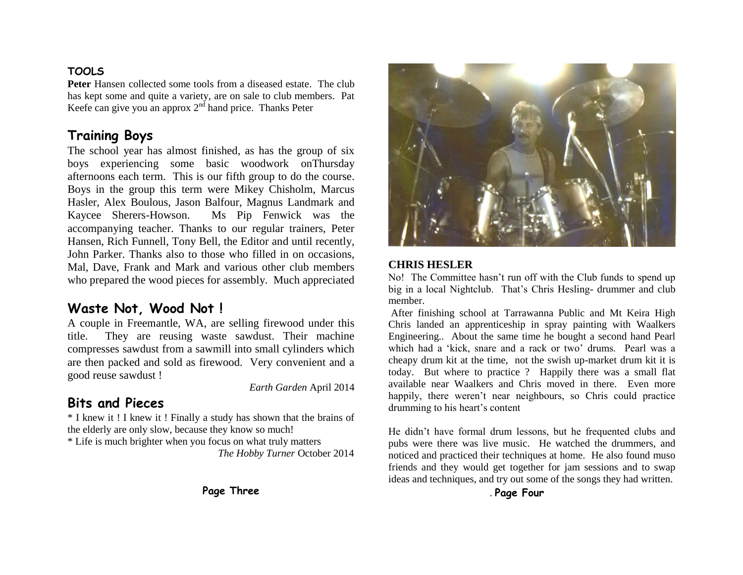### TOOLS

**Peter** Hansen collected some tools from a diseased estate. The club has kept some and quite a variety, are on sale to club members. Pat Keefe can give you an approx 2nd hand price. Thanks Peter

## Training Boys

The school year has almost finished, as has the group of six boys experiencing some basic woodwork onThursday afternoons each term. This is our fifth group to do the course. Boys in the group this term were Mikey Chisholm, Marcus Hasler, Alex Boulous, Jason Balfour, Magnus Landmark and Kaycee Sherers-Howson. Ms Pip Fenwick was the accompanying teacher. Thanks to our regular trainers, Peter Hansen, Rich Funnell, Tony Bell, the Editor and until recently, John Parker. Thanks also to those who filled in on occasions, Mal, Dave, Frank and Mark and various other club members who prepared the wood pieces for assembly. Much appreciated

## Waste Not, Wood Not !

A couple in Freemantle, WA, are selling firewood under this title. They are reusing waste sawdust. Their machine compresses sawdust from a sawmill into small cylinders which are then packed and sold as firewood. Very convenient and a good reuse sawdust !

*Earth Garden* April 2014

## Bits and Pieces

* I knew it ! I knew it ! Finally a study has shown that the brains of the elderly are only slow, because they know so much!
* Life is much brighter when you focus on what truly matters

*The Hobby Turner* October 2014

### CHRIS HESLER

No! The Committee hasn't run off with the Club funds to spend up big in a local Nightclub. That's Chris Hesling- drummer and club member.

After finishing school at Tarrawanna Public and Mt Keira High Chris landed an apprenticeship in spray painting with Waalkers Engineering.. About the same time he bought a second hand Pearl which had a 'kick, snare and a rack or two' drums. Pearl was a cheapy drum kit at the time, not the swish up-market drum kit it is today. But where to practice ? Happily there was a small flat available near Waalkers and Chris moved in there. Even more happily, there weren't near neighbours, so Chris could practice drumming to his heart's content

He didn't have formal drum lessons, but he frequented clubs and pubs were there was live music. He watched the drummers, and noticed and practiced their techniques at home. He also found muso friends and they would get together for jam sessions and to swap ideas and techniques, and try out some of the songs they had written.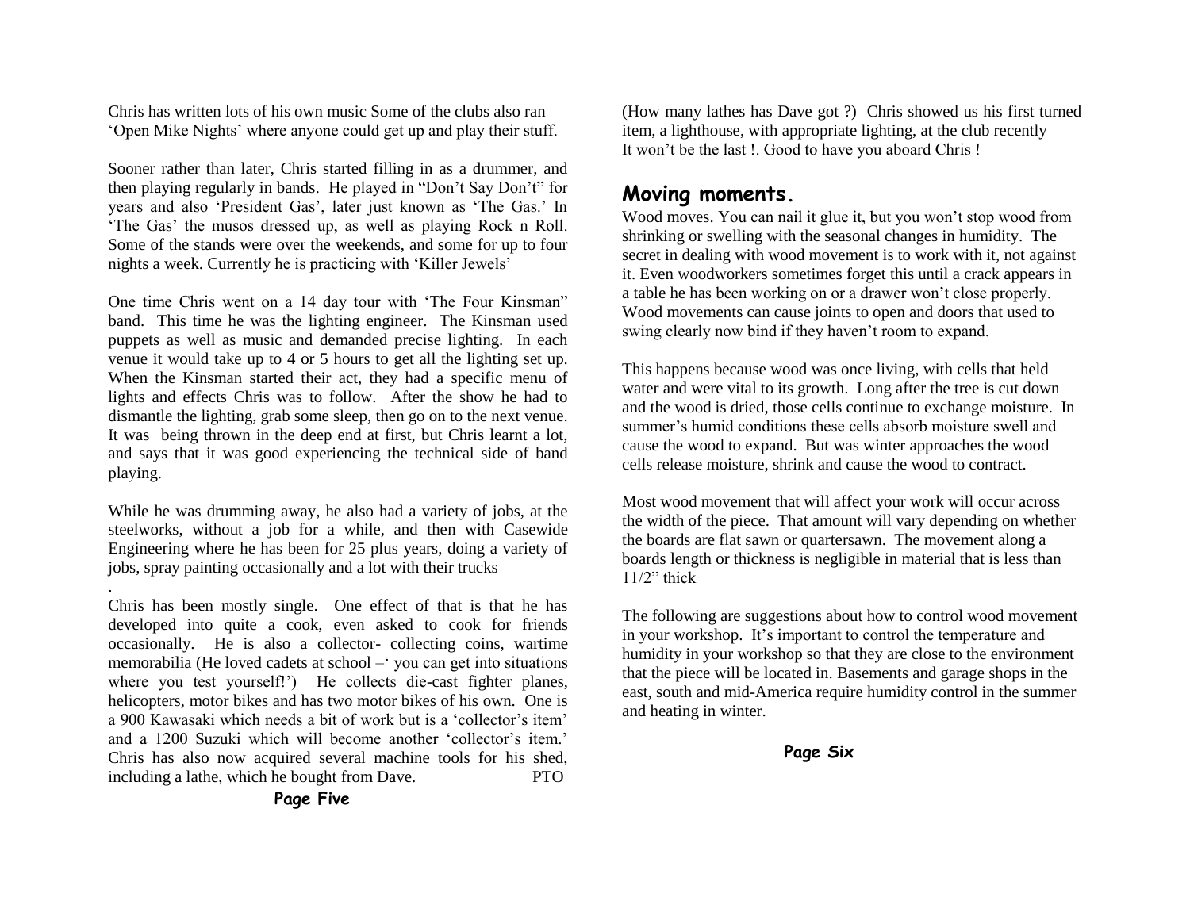Chris has written lots of his own music Some of the clubs also ran 'Open Mike Nights' where anyone could get up and play their stuff.

Sooner rather than later, Chris started filling in as a drummer, and then playing regularly in bands. He played in "Don't Say Don't" for years and also 'President Gas', later just known as 'The Gas.' In 'The Gas' the musos dressed up, as well as playing Rock n Roll. Some of the stands were over the weekends, and some for up to four nights a week. Currently he is practicing with 'Killer Jewels'

One time Chris went on a 14 day tour with 'The Four Kinsman" band. This time he was the lighting engineer. The Kinsman used puppets as well as music and demanded precise lighting. In each venue it would take up to 4 or 5 hours to get all the lighting set up. When the Kinsman started their act, they had a specific menu of lights and effects Chris was to follow. After the show he had to dismantle the lighting, grab some sleep, then go on to the next venue. It was being thrown in the deep end at first, but Chris learnt a lot, and says that it was good experiencing the technical side of band playing.

While he was drumming away, he also had a variety of jobs, at the steelworks, without a job for a while, and then with Casewide Engineering where he has been for 25 plus years, doing a variety of jobs, spray painting occasionally and a lot with their trucks

.
Chris has been mostly single. One effect of that is that he has developed into quite a cook, even asked to cook for friends occasionally. He is also a collector- collecting coins, wartime memorabilia (He loved cadets at school –' you can get into situations where you test yourself!') He collects die-cast fighter planes, helicopters, motor bikes and has two motor bikes of his own. One is a 900 Kawasaki which needs a bit of work but is a 'collector's item' and a 1200 Suzuki which will become another 'collector's item.' Chris has also now acquired several machine tools for his shed, including a lathe, which he bought from Dave. PTO

(How many lathes has Dave got ?) Chris showed us his first turned item, a lighthouse, with appropriate lighting, at the club recently It won't be the last !. Good to have you aboard Chris !

## Moving moments.

Wood moves. You can nail it glue it, but you won't stop wood from shrinking or swelling with the seasonal changes in humidity. The secret in dealing with wood movement is to work with it, not against it. Even woodworkers sometimes forget this until a crack appears in a table he has been working on or a drawer won't close properly. Wood movements can cause joints to open and doors that used to swing clearly now bind if they haven't room to expand.

This happens because wood was once living, with cells that held water and were vital to its growth. Long after the tree is cut down and the wood is dried, those cells continue to exchange moisture. In summer's humid conditions these cells absorb moisture swell and cause the wood to expand. But was winter approaches the wood cells release moisture, shrink and cause the wood to contract.

Most wood movement that will affect your work will occur across the width of the piece. That amount will vary depending on whether the boards are flat sawn or quartersawn. The movement along a boards length or thickness is negligible in material that is less than 11/2" thick

The following are suggestions about how to control wood movement in your workshop. It's important to control the temperature and humidity in your workshop so that they are close to the environment that the piece will be located in. Basements and garage shops in the east, south and mid-America require humidity control in the summer and heating in winter.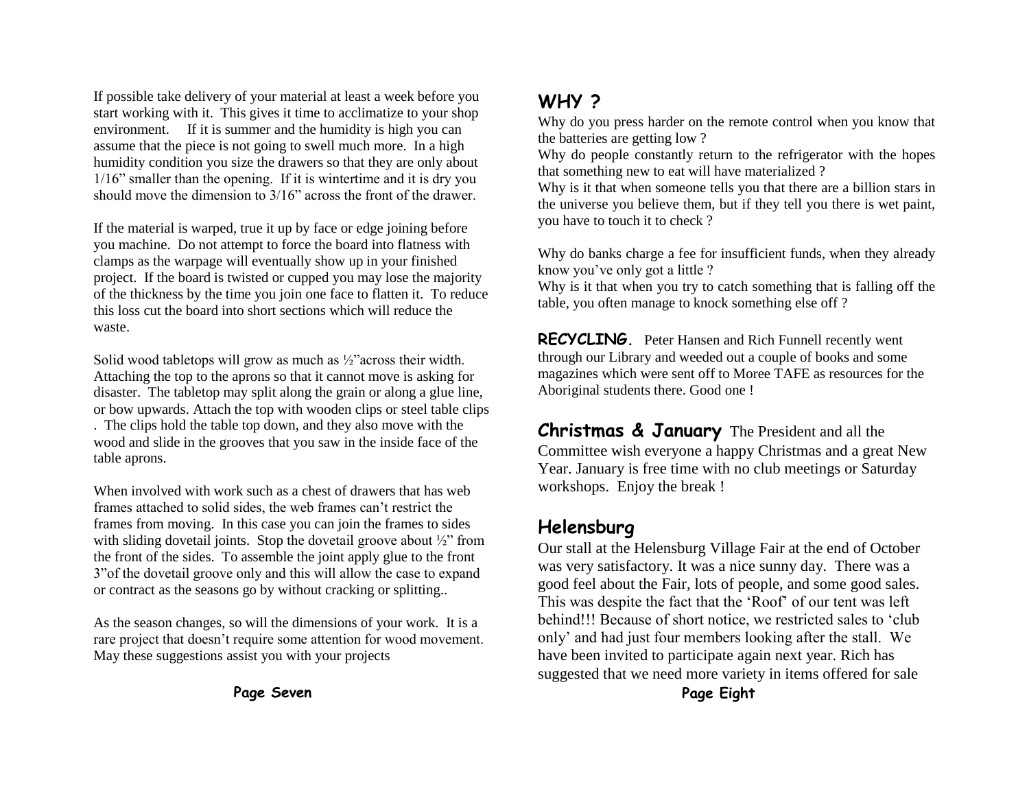If possible take delivery of your material at least a week before you start working with it. This gives it time to acclimatize to your shop environment. If it is summer and the humidity is high you can assume that the piece is not going to swell much more. In a high humidity condition you size the drawers so that they are only about 1/16" smaller than the opening. If it is wintertime and it is dry you should move the dimension to 3/16" across the front of the drawer.

If the material is warped, true it up by face or edge joining before you machine. Do not attempt to force the board into flatness with clamps as the warpage will eventually show up in your finished project. If the board is twisted or cupped you may lose the majority of the thickness by the time you join one face to flatten it. To reduce this loss cut the board into short sections which will reduce the waste.

Solid wood tabletops will grow as much as ½"across their width. Attaching the top to the aprons so that it cannot move is asking for disaster. The tabletop may split along the grain or along a glue line, or bow upwards. Attach the top with wooden clips or steel table clips . The clips hold the table top down, and they also move with the wood and slide in the grooves that you saw in the inside face of the table aprons.

When involved with work such as a chest of drawers that has web frames attached to solid sides, the web frames can't restrict the frames from moving. In this case you can join the frames to sides with sliding dovetail joints. Stop the dovetail groove about ½" from the front of the sides. To assemble the joint apply glue to the front 3"of the dovetail groove only and this will allow the case to expand or contract as the seasons go by without cracking or splitting..

As the season changes, so will the dimensions of your work. It is a rare project that doesn't require some attention for wood movement. May these suggestions assist you with your projects

## WHY ?

Why do you press harder on the remote control when you know that the batteries are getting low ?

Why do people constantly return to the refrigerator with the hopes that something new to eat will have materialized ?

Why is it that when someone tells you that there are a billion stars in the universe you believe them, but if they tell you there is wet paint, you have to touch it to check ?

Why do banks charge a fee for insufficient funds, when they already know you've only got a little ?

Why is it that when you try to catch something that is falling off the table, you often manage to knock something else off ?

**RECYCLING.** Peter Hansen and Rich Funnell recently went through our Library and weeded out a couple of books and some magazines which were sent off to Moree TAFE as resources for the Aboriginal students there. Good one !

**Christmas & January** The President and all the Committee wish everyone a happy Christmas and a great New Year. January is free time with no club meetings or Saturday workshops. Enjoy the break !

## Helensburg

Our stall at the Helensburg Village Fair at the end of October was very satisfactory. It was a nice sunny day. There was a good feel about the Fair, lots of people, and some good sales. This was despite the fact that the 'Roof' of our tent was left behind!!! Because of short notice, we restricted sales to 'club only' and had just four members looking after the stall. We have been invited to participate again next year. Rich has suggested that we need more variety in items offered for sale